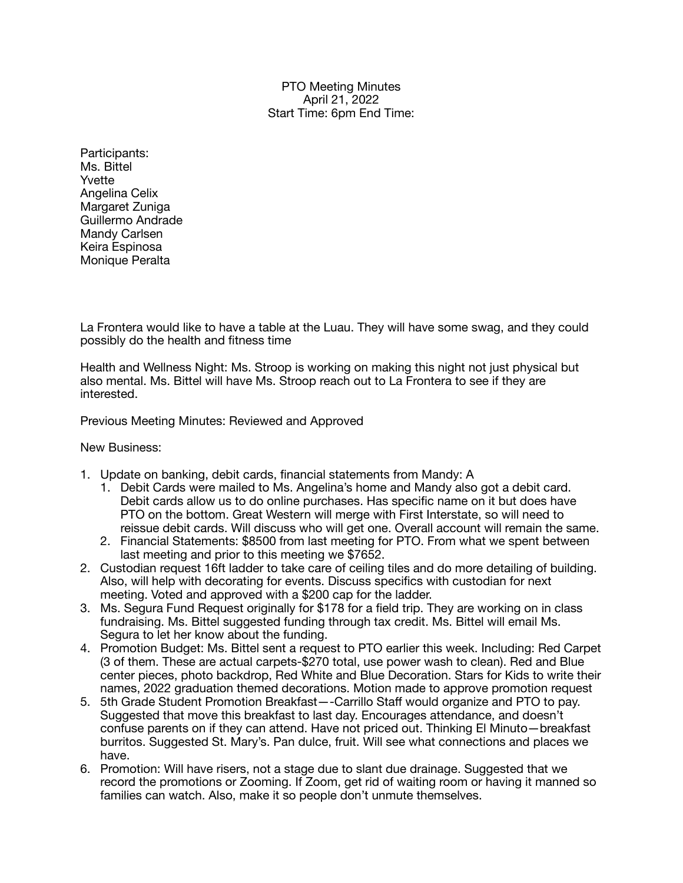PTO Meeting Minutes
April 21, 2022
Start Time: 6pm End Time:

Participants:
Ms. Bittel
Yvette
Angelina Celix
Margaret Zuniga
Guillermo Andrade
Mandy Carlsen
Keira Espinosa
Monique Peralta

La Frontera would like to have a table at the Luau. They will have some swag, and they could possibly do the health and fitness time

Health and Wellness Night: Ms. Stroop is working on making this night not just physical but also mental. Ms. Bittel will have Ms. Stroop reach out to La Frontera to see if they are interested.

Previous Meeting Minutes: Reviewed and Approved

New Business:

1. Update on banking, debit cards, financial statements from Mandy: A
   1. Debit Cards were mailed to Ms. Angelina's home and Mandy also got a debit card. Debit cards allow us to do online purchases. Has specific name on it but does have PTO on the bottom. Great Western will merge with First Interstate, so will need to reissue debit cards. Will discuss who will get one. Overall account will remain the same.
   2. Financial Statements: $8500 from last meeting for PTO. From what we spent between last meeting and prior to this meeting we $7652.
2. Custodian request 16ft ladder to take care of ceiling tiles and do more detailing of building. Also, will help with decorating for events. Discuss specifics with custodian for next meeting. Voted and approved with a $200 cap for the ladder.
3. Ms. Segura Fund Request originally for $178 for a field trip. They are working on in class fundraising. Ms. Bittel suggested funding through tax credit. Ms. Bittel will email Ms. Segura to let her know about the funding.
4. Promotion Budget: Ms. Bittel sent a request to PTO earlier this week. Including: Red Carpet (3 of them. These are actual carpets-$270 total, use power wash to clean). Red and Blue center pieces, photo backdrop, Red White and Blue Decoration. Stars for Kids to write their names, 2022 graduation themed decorations. Motion made to approve promotion request
5. 5th Grade Student Promotion Breakfast—-Carrillo Staff would organize and PTO to pay. Suggested that move this breakfast to last day. Encourages attendance, and doesn't confuse parents on if they can attend. Have not priced out. Thinking El Minuto—breakfast burritos. Suggested St. Mary's. Pan dulce, fruit. Will see what connections and places we have.
6. Promotion: Will have risers, not a stage due to slant due drainage. Suggested that we record the promotions or Zooming. If Zoom, get rid of waiting room or having it manned so families can watch. Also, make it so people don't unmute themselves.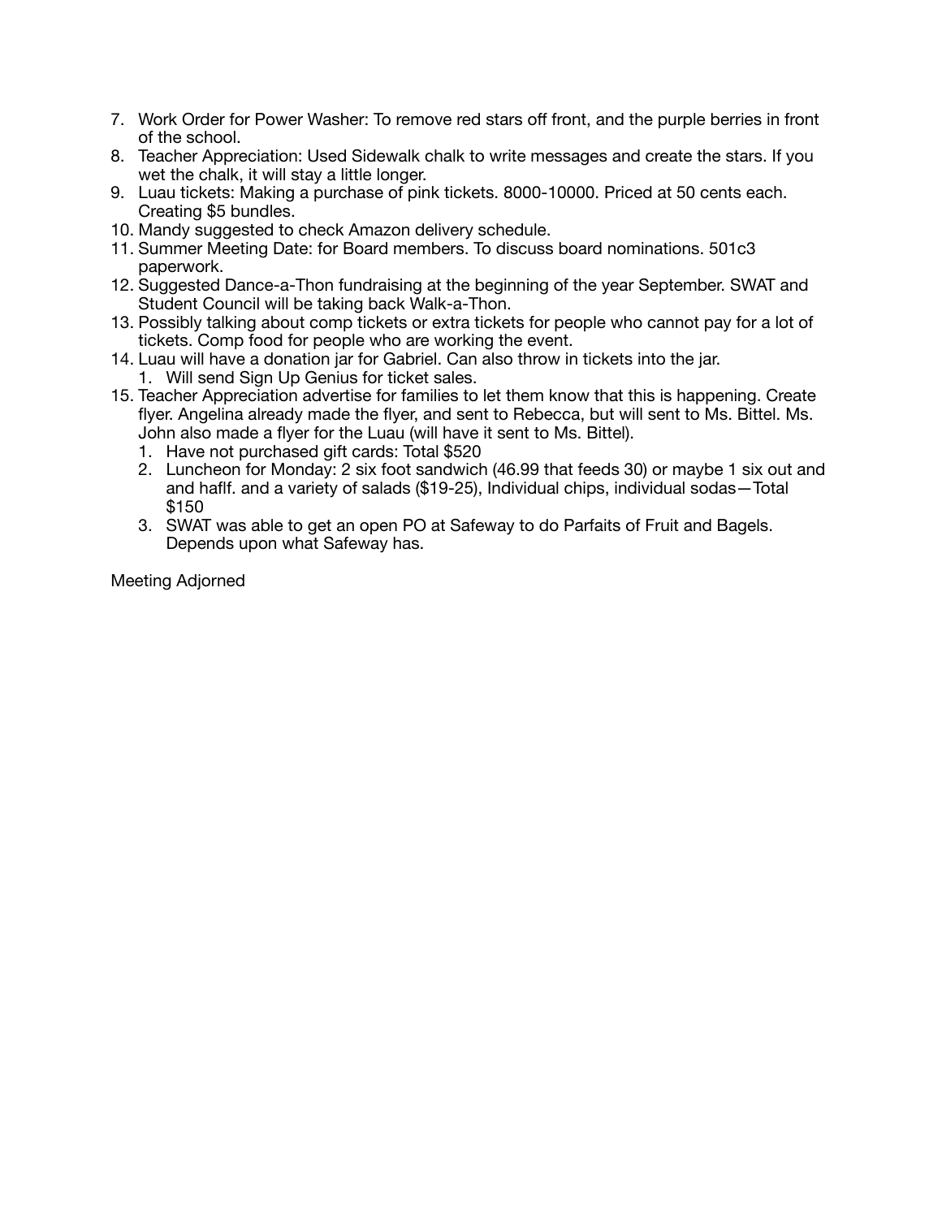7. Work Order for Power Washer: To remove red stars off front, and the purple berries in front of the school.
8. Teacher Appreciation: Used Sidewalk chalk to write messages and create the stars. If you wet the chalk, it will stay a little longer.
9. Luau tickets: Making a purchase of pink tickets. 8000-10000. Priced at 50 cents each. Creating $5 bundles.
10. Mandy suggested to check Amazon delivery schedule.
11. Summer Meeting Date: for Board members. To discuss board nominations. 501c3 paperwork.
12. Suggested Dance-a-Thon fundraising at the beginning of the year September. SWAT and Student Council will be taking back Walk-a-Thon.
13. Possibly talking about comp tickets or extra tickets for people who cannot pay for a lot of tickets. Comp food for people who are working the event.
14. Luau will have a donation jar for Gabriel. Can also throw in tickets into the jar.
    1. Will send Sign Up Genius for ticket sales.
15. Teacher Appreciation advertise for families to let them know that this is happening. Create flyer. Angelina already made the flyer, and sent to Rebecca, but will sent to Ms. Bittel. Ms. John also made a flyer for the Luau (will have it sent to Ms. Bittel).
    1. Have not purchased gift cards: Total $520
    2. Luncheon for Monday: 2 six foot sandwich (46.99 that feeds 30) or maybe 1 six out and and haflf. and a variety of salads ($19-25), Individual chips, individual sodas—Total $150
    3. SWAT was able to get an open PO at Safeway to do Parfaits of Fruit and Bagels. Depends upon what Safeway has.

Meeting Adjorned